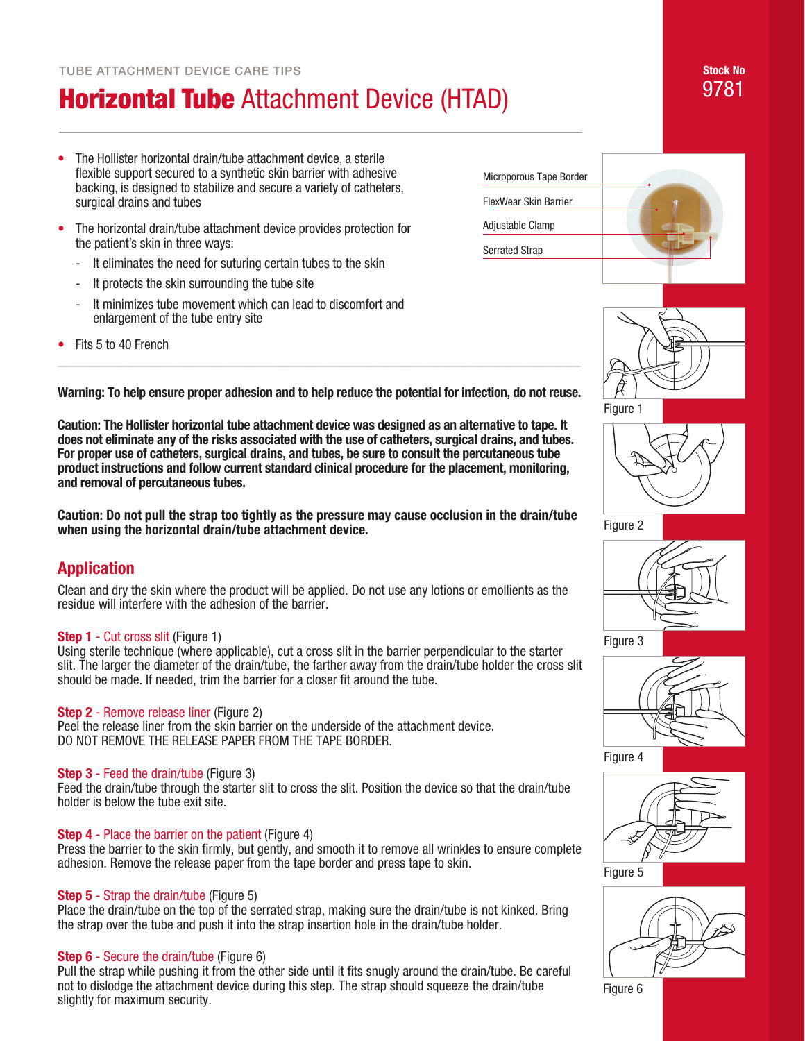TUBE ATTACHMENT DEVICE CARE TIPS

# Horizontal Tube Attachment Device (HTAD)

**Stock No**
9781

- The Hollister horizontal drain/tube attachment device, a sterile flexible support secured to a synthetic skin barrier with adhesive backing, is designed to stabilize and secure a variety of catheters, surgical drains and tubes
- The horizontal drain/tube attachment device provides protection for the patient's skin in three ways:
  - It eliminates the need for suturing certain tubes to the skin
  - It protects the skin surrounding the tube site
  - It minimizes tube movement which can lead to discomfort and enlargement of the tube entry site
- Fits 5 to 40 French

Microporous Tape Border

FlexWear Skin Barrier

Adjustable Clamp

Serrated Strap

**Warning: To help ensure proper adhesion and to help reduce the potential for infection, do not reuse.**

**Caution: The Hollister horizontal tube attachment device was designed as an alternative to tape. It does not eliminate any of the risks associated with the use of catheters, surgical drains, and tubes. For proper use of catheters, surgical drains, and tubes, be sure to consult the percutaneous tube product instructions and follow current standard clinical procedure for the placement, monitoring, and removal of percutaneous tubes.**

**Caution: Do not pull the strap too tightly as the pressure may cause occlusion in the drain/tube when using the horizontal drain/tube attachment device.**

## Application

Clean and dry the skin where the product will be applied. Do not use any lotions or emollients as the residue will interfere with the adhesion of the barrier.

**Step 1** - Cut cross slit (Figure 1)
Using sterile technique (where applicable), cut a cross slit in the barrier perpendicular to the starter slit. The larger the diameter of the drain/tube, the farther away from the drain/tube holder the cross slit should be made. If needed, trim the barrier for a closer fit around the tube.

**Step 2** - Remove release liner (Figure 2)
Peel the release liner from the skin barrier on the underside of the attachment device. DO NOT REMOVE THE RELEASE PAPER FROM THE TAPE BORDER.

**Step 3** - Feed the drain/tube (Figure 3)
Feed the drain/tube through the starter slit to cross the slit. Position the device so that the drain/tube holder is below the tube exit site.

**Step 4** - Place the barrier on the patient (Figure 4)
Press the barrier to the skin firmly, but gently, and smooth it to remove all wrinkles to ensure complete adhesion. Remove the release paper from the tape border and press tape to skin.

**Step 5** - Strap the drain/tube (Figure 5)
Place the drain/tube on the top of the serrated strap, making sure the drain/tube is not kinked. Bring the strap over the tube and push it into the strap insertion hole in the drain/tube holder.

**Step 6** - Secure the drain/tube (Figure 6)
Pull the strap while pushing it from the other side until it fits snugly around the drain/tube. Be careful not to dislodge the attachment device during this step. The strap should squeeze the drain/tube slightly for maximum security.

Figure 1

Figure 2

Figure 3

Figure 4

Figure 5

Figure 6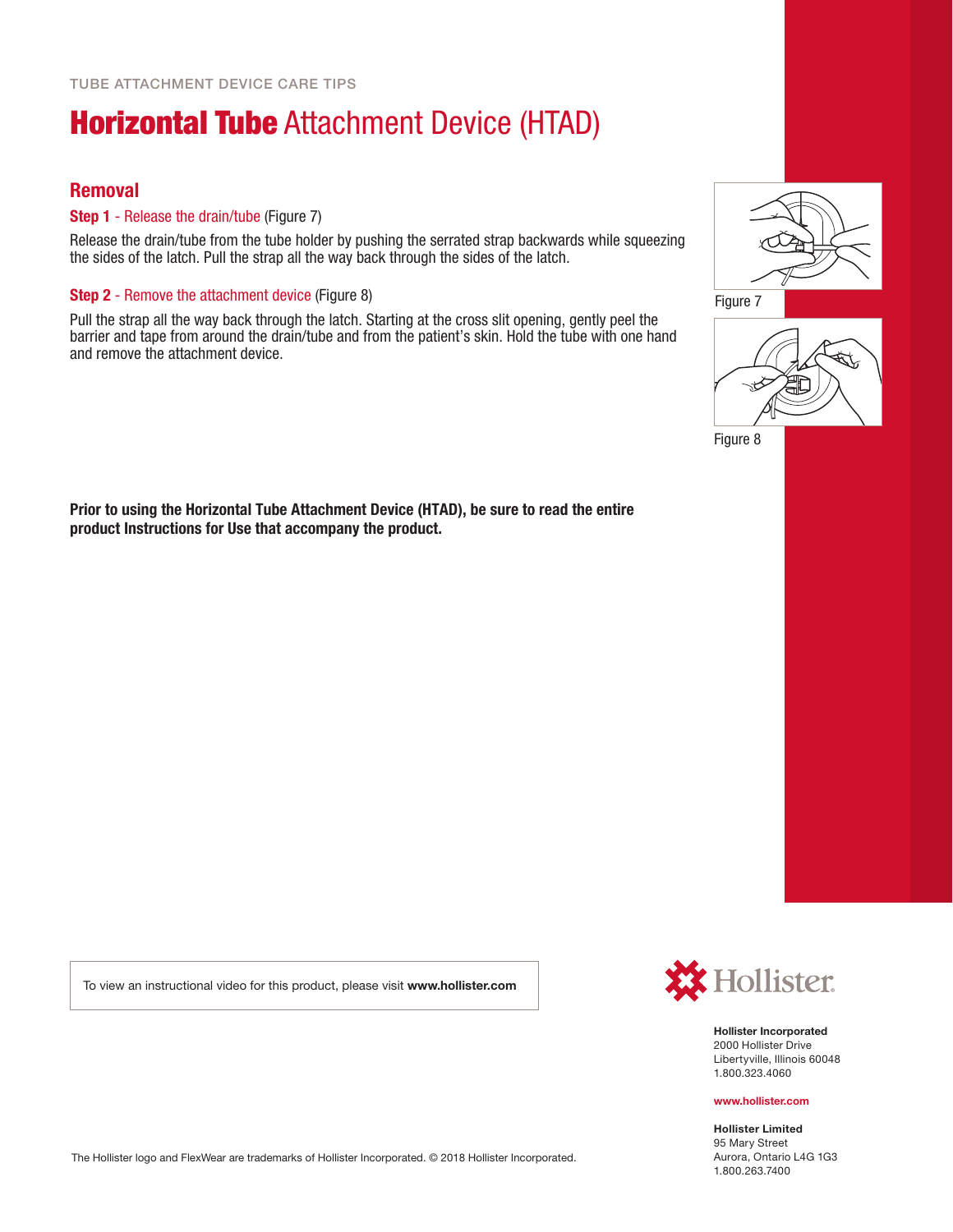TUBE ATTACHMENT DEVICE CARE TIPS

# **Horizontal Tube** Attachment Device (HTAD)

## Removal

**Step 1** - Release the drain/tube (Figure 7)

Release the drain/tube from the tube holder by pushing the serrated strap backwards while squeezing the sides of the latch. Pull the strap all the way back through the sides of the latch.

Figure 7

**Step 2** - Remove the attachment device (Figure 8)

Pull the strap all the way back through the latch. Starting at the cross slit opening, gently peel the barrier and tape from around the drain/tube and from the patient's skin. Hold the tube with one hand and remove the attachment device.

Figure 8

**Prior to using the Horizontal Tube Attachment Device (HTAD), be sure to read the entire product Instructions for Use that accompany the product.**

To view an instructional video for this product, please visit **www.hollister.com**

Hollister

**Hollister Incorporated**
2000 Hollister Drive
Libertyville, Illinois 60048
1.800.323.4060

**www.hollister.com**

**Hollister Limited**
95 Mary Street
Aurora, Ontario L4G 1G3
1.800.263.7400

The Hollister logo and FlexWear are trademarks of Hollister Incorporated. © 2018 Hollister Incorporated.